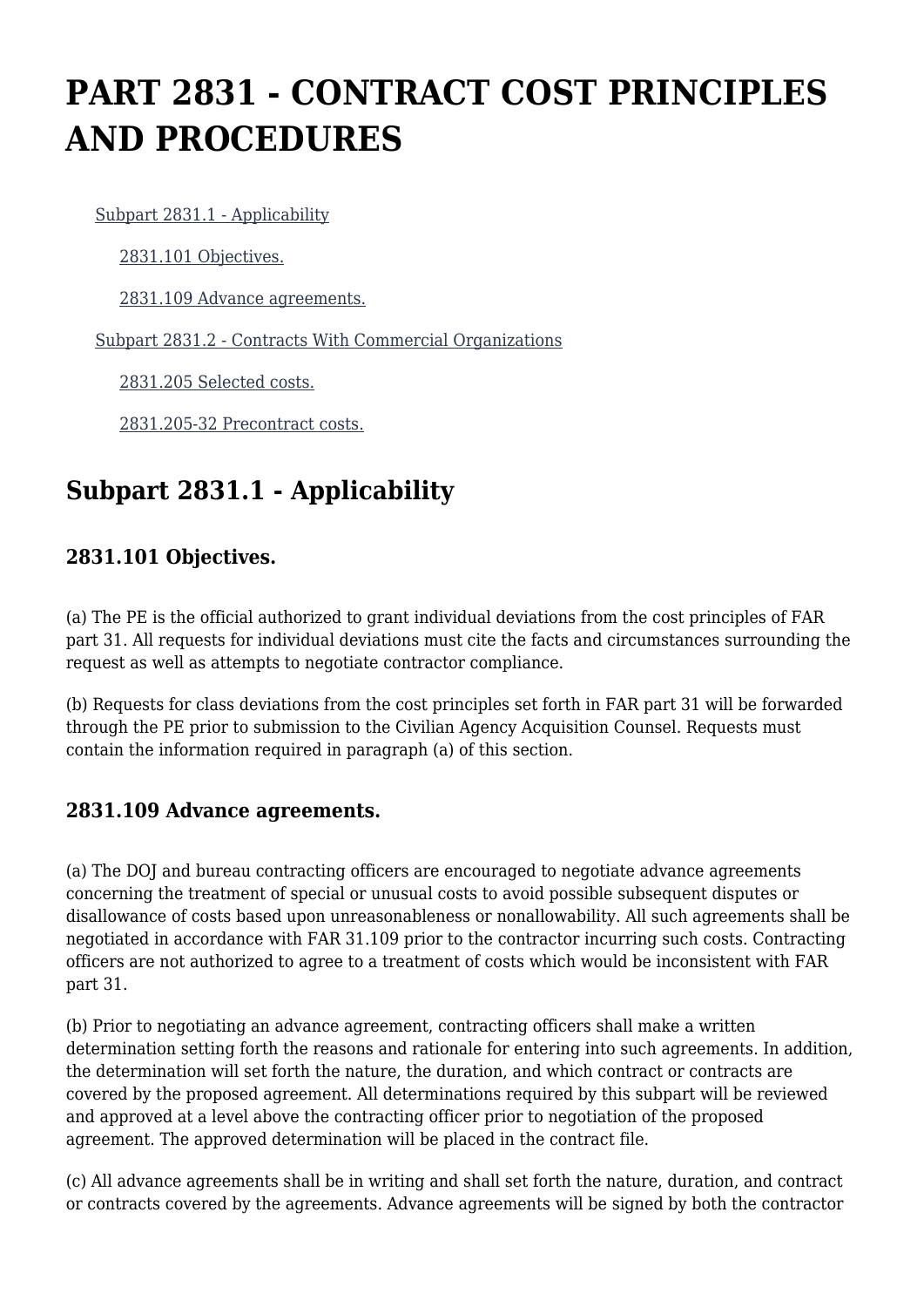# PART 2831 - CONTRACT COST PRINCIPLES AND PROCEDURES

- Subpart 2831.1 - Applicability
  - 2831.101 Objectives.
  - 2831.109 Advance agreements.
- Subpart 2831.2 - Contracts With Commercial Organizations
  - 2831.205 Selected costs.
  - 2831.205-32 Precontract costs.

## Subpart 2831.1 - Applicability

### 2831.101 Objectives.

(a) The PE is the official authorized to grant individual deviations from the cost principles of FAR part 31. All requests for individual deviations must cite the facts and circumstances surrounding the request as well as attempts to negotiate contractor compliance.

(b) Requests for class deviations from the cost principles set forth in FAR part 31 will be forwarded through the PE prior to submission to the Civilian Agency Acquisition Counsel. Requests must contain the information required in paragraph (a) of this section.

### 2831.109 Advance agreements.

(a) The DOJ and bureau contracting officers are encouraged to negotiate advance agreements concerning the treatment of special or unusual costs to avoid possible subsequent disputes or disallowance of costs based upon unreasonableness or nonallowability. All such agreements shall be negotiated in accordance with FAR 31.109 prior to the contractor incurring such costs. Contracting officers are not authorized to agree to a treatment of costs which would be inconsistent with FAR part 31.

(b) Prior to negotiating an advance agreement, contracting officers shall make a written determination setting forth the reasons and rationale for entering into such agreements. In addition, the determination will set forth the nature, the duration, and which contract or contracts are covered by the proposed agreement. All determinations required by this subpart will be reviewed and approved at a level above the contracting officer prior to negotiation of the proposed agreement. The approved determination will be placed in the contract file.

(c) All advance agreements shall be in writing and shall set forth the nature, duration, and contract or contracts covered by the agreements. Advance agreements will be signed by both the contractor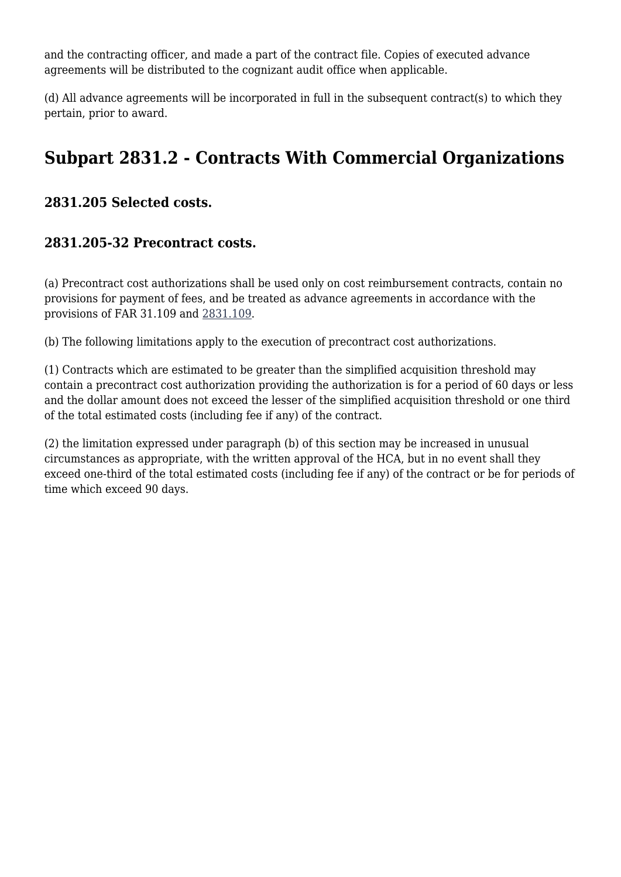and the contracting officer, and made a part of the contract file. Copies of executed advance agreements will be distributed to the cognizant audit office when applicable.

(d) All advance agreements will be incorporated in full in the subsequent contract(s) to which they pertain, prior to award.

## Subpart 2831.2 - Contracts With Commercial Organizations

### 2831.205 Selected costs.

### 2831.205-32 Precontract costs.

(a) Precontract cost authorizations shall be used only on cost reimbursement contracts, contain no provisions for payment of fees, and be treated as advance agreements in accordance with the provisions of FAR 31.109 and 2831.109.

(b) The following limitations apply to the execution of precontract cost authorizations.

(1) Contracts which are estimated to be greater than the simplified acquisition threshold may contain a precontract cost authorization providing the authorization is for a period of 60 days or less and the dollar amount does not exceed the lesser of the simplified acquisition threshold or one third of the total estimated costs (including fee if any) of the contract.

(2) the limitation expressed under paragraph (b) of this section may be increased in unusual circumstances as appropriate, with the written approval of the HCA, but in no event shall they exceed one-third of the total estimated costs (including fee if any) of the contract or be for periods of time which exceed 90 days.